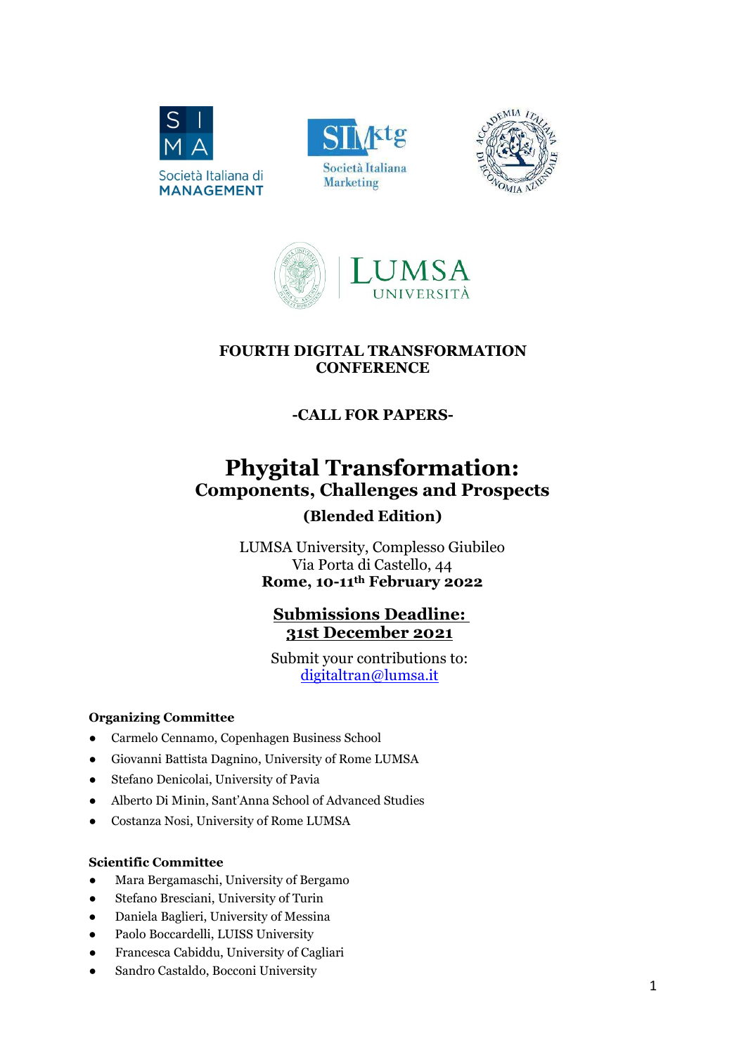**FOURTH DIGITAL TRANSFORMATION CONFERENCE**

**-CALL FOR PAPERS-**

# Phygital Transformation:
## Components, Challenges and Prospects
### (Blended Edition)

LUMSA University, Complesso Giubileo
Via Porta di Castello, 44
**Rome, 10-11th February 2022**

**Submissions Deadline:**
**31st December 2021**

Submit your contributions to:
digitaltran@lumsa.it

**Organizing Committee**

- Carmelo Cennamo, Copenhagen Business School
- Giovanni Battista Dagnino, University of Rome LUMSA
- Stefano Denicolai, University of Pavia
- Alberto Di Minin, Sant'Anna School of Advanced Studies
- Costanza Nosi, University of Rome LUMSA

**Scientific Committee**

- Mara Bergamaschi, University of Bergamo
- Stefano Bresciani, University of Turin
- Daniela Baglieri, University of Messina
- Paolo Boccardelli, LUISS University
- Francesca Cabiddu, University of Cagliari
- Sandro Castaldo, Bocconi University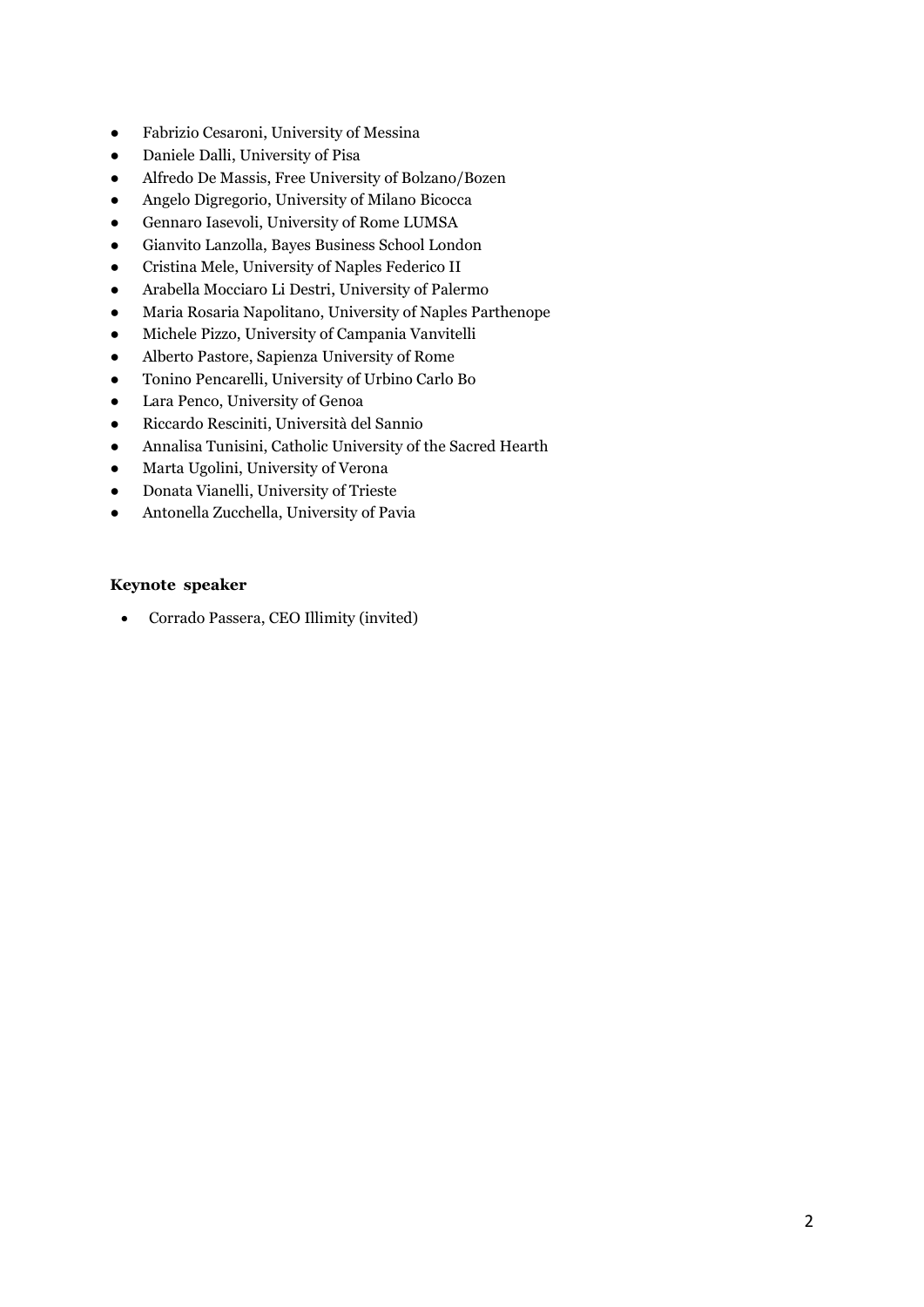- Fabrizio Cesaroni, University of Messina
- Daniele Dalli, University of Pisa
- Alfredo De Massis, Free University of Bolzano/Bozen
- Angelo Digregorio, University of Milano Bicocca
- Gennaro Iasevoli, University of Rome LUMSA
- Gianvito Lanzolla, Bayes Business School London
- Cristina Mele, University of Naples Federico II
- Arabella Mocciaro Li Destri, University of Palermo
- Maria Rosaria Napolitano, University of Naples Parthenope
- Michele Pizzo, University of Campania Vanvitelli
- Alberto Pastore, Sapienza University of Rome
- Tonino Pencarelli, University of Urbino Carlo Bo
- Lara Penco, University of Genoa
- Riccardo Resciniti, Università del Sannio
- Annalisa Tunisini, Catholic University of the Sacred Hearth
- Marta Ugolini, University of Verona
- Donata Vianelli, University of Trieste
- Antonella Zucchella, University of Pavia

**Keynote speaker**

- Corrado Passera, CEO Illimity (invited)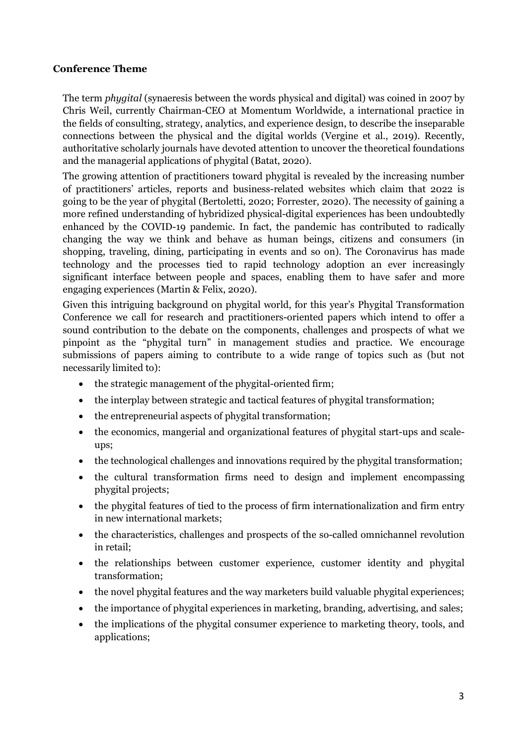**Conference Theme**

The term *phygital* (synaeresis between the words physical and digital) was coined in 2007 by Chris Weil, currently Chairman-CEO at Momentum Worldwide, a international practice in the fields of consulting, strategy, analytics, and experience design, to describe the inseparable connections between the physical and the digital worlds (Vergine et al., 2019). Recently, authoritative scholarly journals have devoted attention to uncover the theoretical foundations and the managerial applications of phygital (Batat, 2020).

The growing attention of practitioners toward phygital is revealed by the increasing number of practitioners' articles, reports and business-related websites which claim that 2022 is going to be the year of phygital (Bertoletti, 2020; Forrester, 2020). The necessity of gaining a more refined understanding of hybridized physical-digital experiences has been undoubtedly enhanced by the COVID-19 pandemic. In fact, the pandemic has contributed to radically changing the way we think and behave as human beings, citizens and consumers (in shopping, traveling, dining, participating in events and so on). The Coronavirus has made technology and the processes tied to rapid technology adoption an ever increasingly significant interface between people and spaces, enabling them to have safer and more engaging experiences (Martin & Felix, 2020).

Given this intriguing background on phygital world, for this year's Phygital Transformation Conference we call for research and practitioners-oriented papers which intend to offer a sound contribution to the debate on the components, challenges and prospects of what we pinpoint as the "phygital turn" in management studies and practice. We encourage submissions of papers aiming to contribute to a wide range of topics such as (but not necessarily limited to):

- the strategic management of the phygital-oriented firm;
- the interplay between strategic and tactical features of phygital transformation;
- the entrepreneurial aspects of phygital transformation;
- the economics, mangerial and organizational features of phygital start-ups and scale-ups;
- the technological challenges and innovations required by the phygital transformation;
- the cultural transformation firms need to design and implement encompassing phygital projects;
- the phygital features of tied to the process of firm internationalization and firm entry in new international markets;
- the characteristics, challenges and prospects of the so-called omnichannel revolution in retail;
- the relationships between customer experience, customer identity and phygital transformation;
- the novel phygital features and the way marketers build valuable phygital experiences;
- the importance of phygital experiences in marketing, branding, advertising, and sales;
- the implications of the phygital consumer experience to marketing theory, tools, and applications;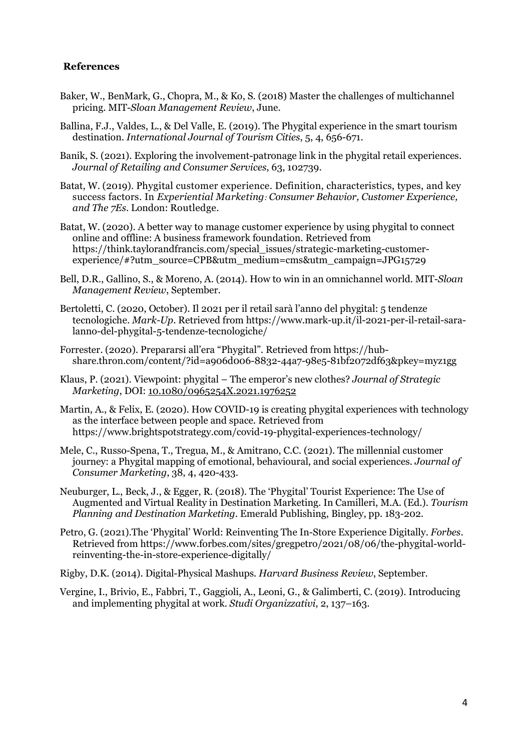## References

Baker, W., BenMark, G., Chopra, M., & Ko, S. (2018) Master the challenges of multichannel pricing. MIT-*Sloan Management Review*, June.

Ballina, F.J., Valdes, L., & Del Valle, E. (2019). The Phygital experience in the smart tourism destination. *International Journal of Tourism Cities*, 5, 4, 656-671.

Banik, S. (2021). Exploring the involvement-patronage link in the phygital retail experiences. *Journal of Retailing and Consumer Services*, 63, 102739.

Batat, W. (2019). Phygital customer experience. Definition, characteristics, types, and key success factors. In *Experiential Marketing: Consumer Behavior, Customer Experience, and The 7Es*. London: Routledge.

Batat, W. (2020). A better way to manage customer experience by using phygital to connect online and offline: A business framework foundation. Retrieved from https://think.taylorandfrancis.com/special_issues/strategic-marketing-customer-experience/#?utm_source=CPB&utm_medium=cms&utm_campaign=JPG15729

Bell, D.R., Gallino, S., & Moreno, A. (2014). How to win in an omnichannel world. MIT-*Sloan Management Review*, September.

Bertoletti, C. (2020, October). Il 2021 per il retail sarà l'anno del phygital: 5 tendenze tecnologiche. *Mark-Up*. Retrieved from https://www.mark-up.it/il-2021-per-il-retail-sara-lanno-del-phygital-5-tendenze-tecnologiche/

Forrester. (2020). Prepararsi all'era "Phygital". Retrieved from https://hub-share.thron.com/content/?id=a906d006-8832-44a7-98e5-81bf2072df63&pkey=myz1gg

Klaus, P. (2021). Viewpoint: phygital – The emperor's new clothes? *Journal of Strategic Marketing*, DOI: 10.1080/0965254X.2021.1976252

Martin, A., & Felix, E. (2020). How COVID-19 is creating phygital experiences with technology as the interface between people and space. Retrieved from https://www.brightspotstrategy.com/covid-19-phygital-experiences-technology/

Mele, C., Russo-Spena, T., Tregua, M., & Amitrano, C.C. (2021). The millennial customer journey: a Phygital mapping of emotional, behavioural, and social experiences. *Journal of Consumer Marketing*, 38, 4, 420-433.

Neuburger, L., Beck, J., & Egger, R. (2018). The 'Phygital' Tourist Experience: The Use of Augmented and Virtual Reality in Destination Marketing. In Camilleri, M.A. (Ed.). *Tourism Planning and Destination Marketing*. Emerald Publishing, Bingley, pp. 183-202.

Petro, G. (2021).The 'Phygital' World: Reinventing The In-Store Experience Digitally. *Forbes*. Retrieved from https://www.forbes.com/sites/gregpetro/2021/08/06/the-phygital-world-reinventing-the-in-store-experience-digitally/

Rigby, D.K. (2014). Digital-Physical Mashups. *Harvard Business Review*, September.

Vergine, I., Brivio, E., Fabbri, T., Gaggioli, A., Leoni, G., & Galimberti, C. (2019). Introducing and implementing phygital at work. *Studi Organizzativi*, 2, 137–163.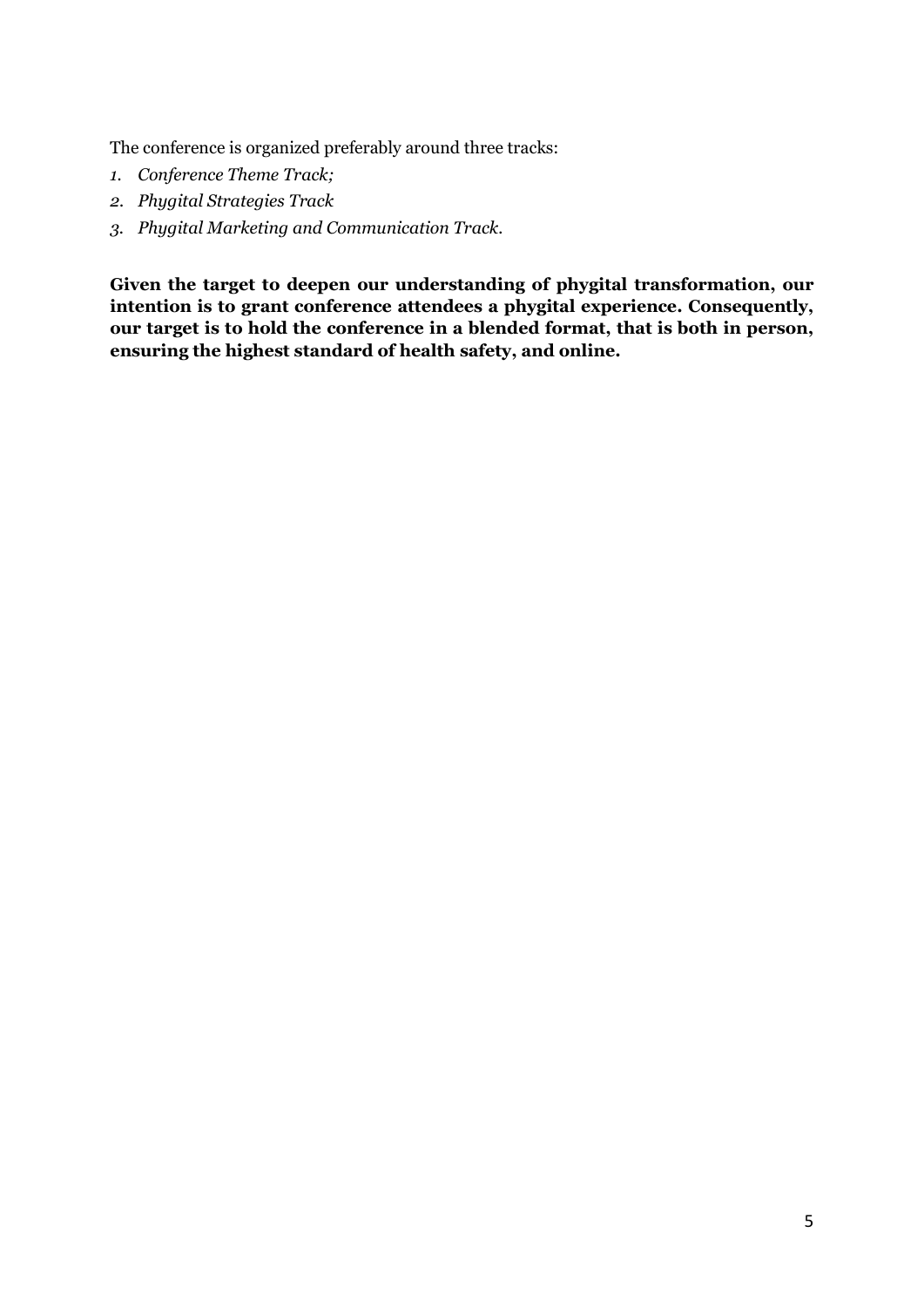The conference is organized preferably around three tracks:

1. *Conference Theme Track;*
2. *Phygital Strategies Track*
3. *Phygital Marketing and Communication Track.*

**Given the target to deepen our understanding of phygital transformation, our intention is to grant conference attendees a phygital experience. Consequently, our target is to hold the conference in a blended format, that is both in person, ensuring the highest standard of health safety, and online.**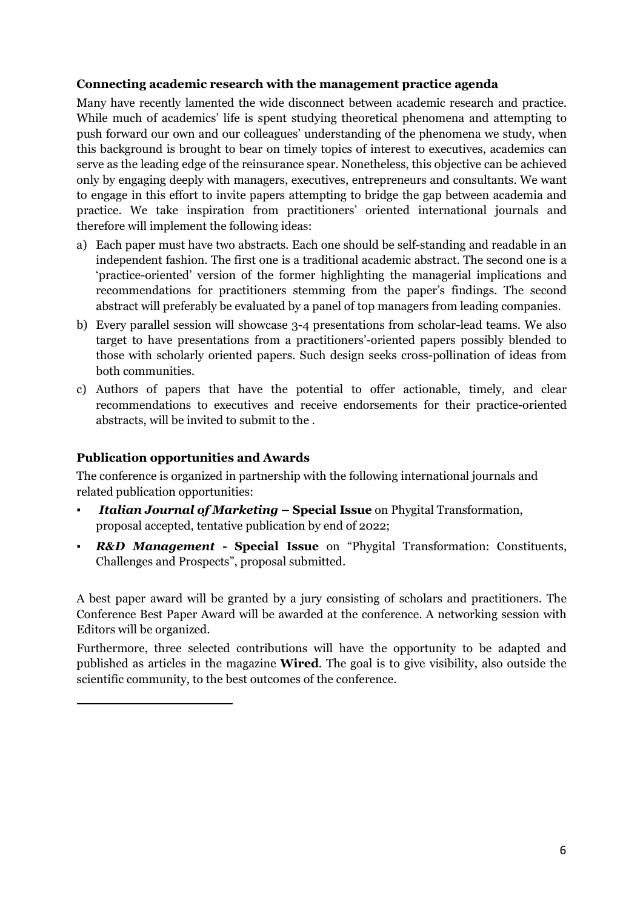### Connecting academic research with the management practice agenda

Many have recently lamented the wide disconnect between academic research and practice. While much of academics' life is spent studying theoretical phenomena and attempting to push forward our own and our colleagues' understanding of the phenomena we study, when this background is brought to bear on timely topics of interest to executives, academics can serve as the leading edge of the reinsurance spear. Nonetheless, this objective can be achieved only by engaging deeply with managers, executives, entrepreneurs and consultants. We want to engage in this effort to invite papers attempting to bridge the gap between academia and practice. We take inspiration from practitioners' oriented international journals and therefore will implement the following ideas:

a) Each paper must have two abstracts. Each one should be self-standing and readable in an independent fashion. The first one is a traditional academic abstract. The second one is a 'practice-oriented' version of the former highlighting the managerial implications and recommendations for practitioners stemming from the paper's findings. The second abstract will preferably be evaluated by a panel of top managers from leading companies.
b) Every parallel session will showcase 3-4 presentations from scholar-lead teams. We also target to have presentations from a practitioners'-oriented papers possibly blended to those with scholarly oriented papers. Such design seeks cross-pollination of ideas from both communities.
c) Authors of papers that have the potential to offer actionable, timely, and clear recommendations to executives and receive endorsements for their practice-oriented abstracts, will be invited to submit to the .

### Publication opportunities and Awards

The conference is organized in partnership with the following international journals and related publication opportunities:

- ***Italian Journal of Marketing* – Special Issue** on Phygital Transformation, proposal accepted, tentative publication by end of 2022;
- ***R&D Management* - Special Issue** on "Phygital Transformation: Constituents, Challenges and Prospects", proposal submitted.

A best paper award will be granted by a jury consisting of scholars and practitioners. The Conference Best Paper Award will be awarded at the conference. A networking session with Editors will be organized.

Furthermore, three selected contributions will have the opportunity to be adapted and published as articles in the magazine **Wired**. The goal is to give visibility, also outside the scientific community, to the best outcomes of the conference.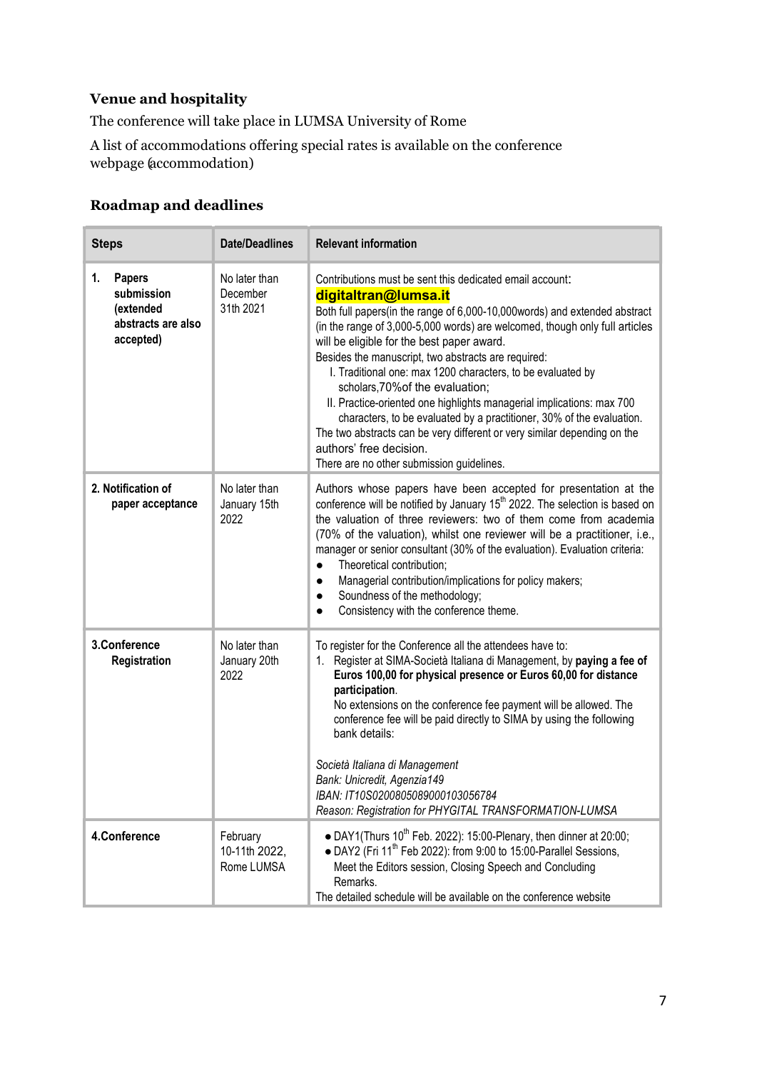## Venue and hospitality

The conference will take place in LUMSA University of Rome

A list of accommodations offering special rates is available on the conference webpage (accommodation)

## Roadmap and deadlines

| Steps | Date/Deadlines | Relevant information |
|---|---|---|
| **1. Papers submission (extended abstracts are also accepted)** | No later than December 31th 2021 | Contributions must be sent this dedicated email account: **digitaltran@lumsa.it**<br>Both full papers(in the range of 6,000-10,000words) and extended abstract (in the range of 3,000-5,000 words) are welcomed, though only full articles will be eligible for the best paper award.<br>Besides the manuscript, two abstracts are required:<br>I. Traditional one: max 1200 characters, to be evaluated by scholars,70%of the evaluation;<br>II. Practice-oriented one highlights managerial implications: max 700 characters, to be evaluated by a practitioner, 30% of the evaluation.<br>The two abstracts can be very different or very similar depending on the authors' free decision.<br>There are no other submission guidelines. |
| **2. Notification of paper acceptance** | No later than January 15th 2022 | Authors whose papers have been accepted for presentation at the conference will be notified by January 15th 2022. The selection is based on the valuation of three reviewers: two of them come from academia (70% of the valuation), whilst one reviewer will be a practitioner, i.e., manager or senior consultant (30% of the evaluation). Evaluation criteria:<br>● Theoretical contribution;<br>● Managerial contribution/implications for policy makers;<br>● Soundness of the methodology;<br>● Consistency with the conference theme. |
| **3.Conference Registration** | No later than January 20th 2022 | To register for the Conference all the attendees have to:<br>1. Register at SIMA-Società Italiana di Management, by **paying a fee of Euros 100,00 for physical presence or Euros 60,00 for distance participation**.<br>No extensions on the conference fee payment will be allowed. The conference fee will be paid directly to SIMA by using the following bank details:<br><br>*Società Italiana di Management*<br>*Bank: Unicredit, Agenzia149*<br>*IBAN: IT10S0200805089000103056784*<br>*Reason: Registration for PHYGITAL TRANSFORMATION-LUMSA* |
| **4.Conference** | February 10-11th 2022, Rome LUMSA | ● DAY1(Thurs 10th Feb. 2022): 15:00-Plenary, then dinner at 20:00;<br>● DAY2 (Fri 11th Feb 2022): from 9:00 to 15:00-Parallel Sessions, Meet the Editors session, Closing Speech and Concluding Remarks.<br>The detailed schedule will be available on the conference website |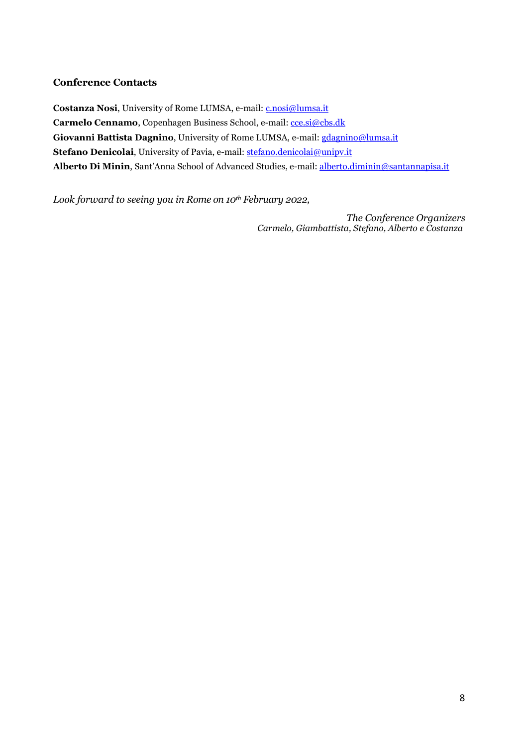### Conference Contacts

**Costanza Nosi**, University of Rome LUMSA, e-mail: c.nosi@lumsa.it  
**Carmelo Cennamo**, Copenhagen Business School, e-mail: cce.si@cbs.dk  
**Giovanni Battista Dagnino**, University of Rome LUMSA, e-mail: gdagnino@lumsa.it  
**Stefano Denicolai**, University of Pavia, e-mail: stefano.denicolai@unipv.it  
**Alberto Di Minin**, Sant'Anna School of Advanced Studies, e-mail: alberto.diminin@santannapisa.it

*Look forward to seeing you in Rome on 10th February 2022,*

*The Conference Organizers*  
*Carmelo, Giambattista, Stefano, Alberto e Costanza*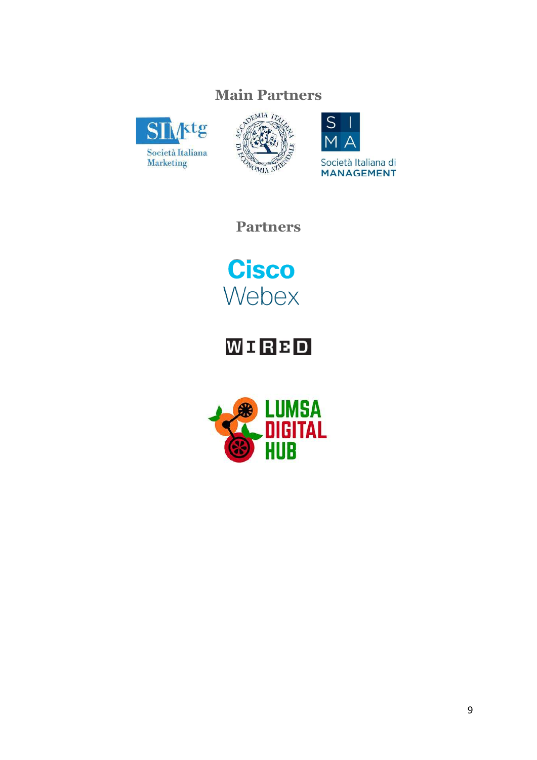## Main Partners

SIMktg
Società Italiana Marketing

ACCADEMIA ITALIANA DI ECONOMIA AZIENDALE

SIMA
Società Italiana di MANAGEMENT

## Partners

Cisco Webex

WIRED

LUMSA DIGITAL HUB